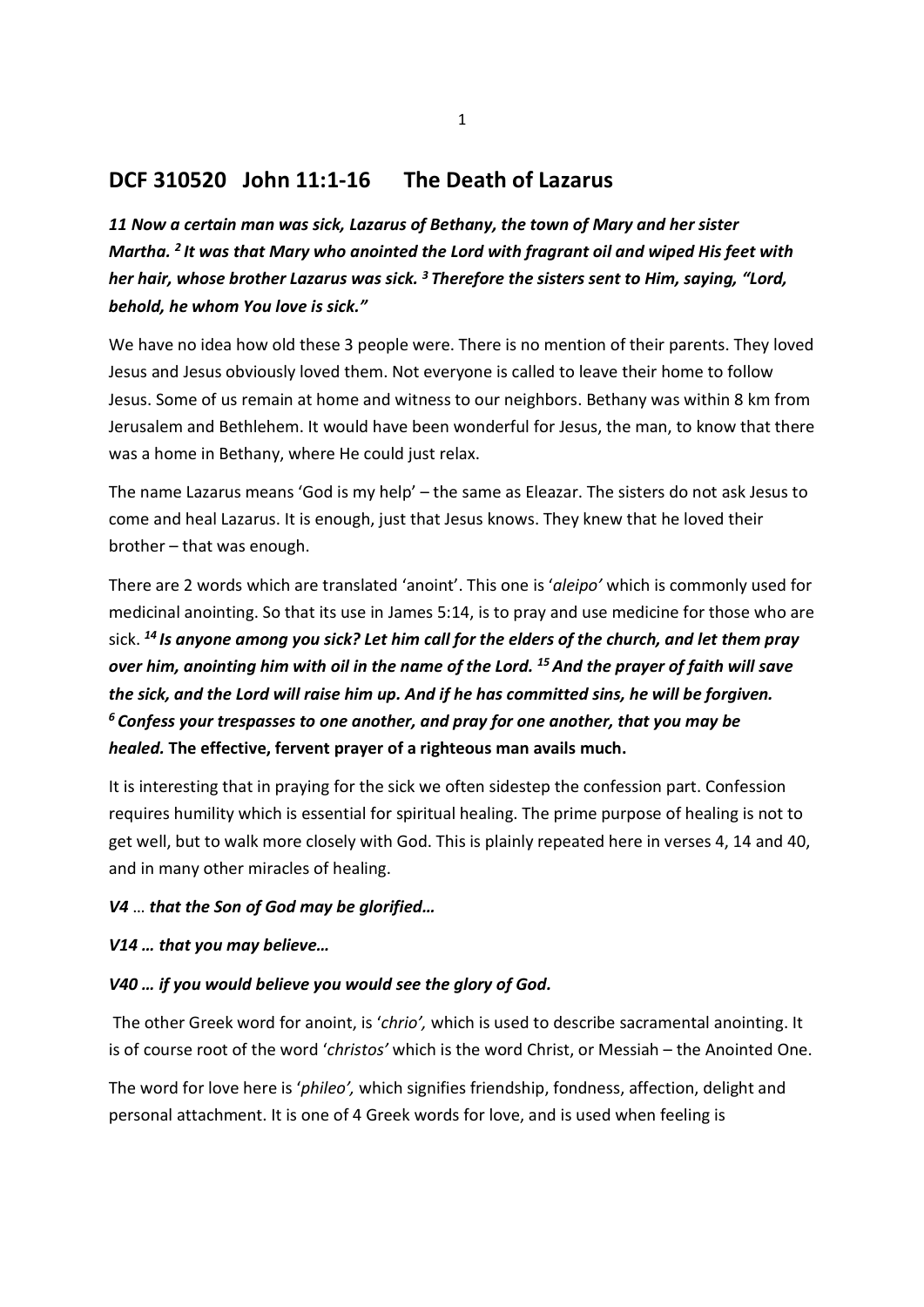## DCF 310520 John 11:1-16 The Death of Lazarus

***11 Now a certain man was sick, Lazarus of Bethany, the town of Mary and her sister Martha. [2] It was that Mary who anointed the Lord with fragrant oil and wiped His feet with her hair, whose brother Lazarus was sick. [3] Therefore the sisters sent to Him, saying, "Lord, behold, he whom You love is sick."***

We have no idea how old these 3 people were. There is no mention of their parents. They loved Jesus and Jesus obviously loved them. Not everyone is called to leave their home to follow Jesus. Some of us remain at home and witness to our neighbors. Bethany was within 8 km from Jerusalem and Bethlehem. It would have been wonderful for Jesus, the man, to know that there was a home in Bethany, where He could just relax.

The name Lazarus means 'God is my help' – the same as Eleazar. The sisters do not ask Jesus to come and heal Lazarus. It is enough, just that Jesus knows. They knew that he loved their brother – that was enough.

There are 2 words which are translated 'anoint'. This one is '*aleipo'* which is commonly used for medicinal anointing. So that its use in James 5:14, is to pray and use medicine for those who are sick. ***[14] Is anyone among you sick? Let him call for the elders of the church, and let them pray over him, anointing him with oil in the name of the Lord. [15] And the prayer of faith will save the sick, and the Lord will raise him up. And if he has committed sins, he will be forgiven. [6] Confess your trespasses to one another, and pray for one another, that you may be healed.*** **The effective, fervent prayer of a righteous man avails much.**

It is interesting that in praying for the sick we often sidestep the confession part. Confession requires humility which is essential for spiritual healing. The prime purpose of healing is not to get well, but to walk more closely with God. This is plainly repeated here in verses 4, 14 and 40, and in many other miracles of healing.

***V4 … that the Son of God may be glorified…***

***V14 … that you may believe…***

***V40 … if you would believe you would see the glory of God.***

The other Greek word for anoint, is '*chrio',* which is used to describe sacramental anointing. It is of course root of the word '*christos'* which is the word Christ, or Messiah – the Anointed One.

The word for love here is '*phileo',* which signifies friendship, fondness, affection, delight and personal attachment. It is one of 4 Greek words for love, and is used when feeling is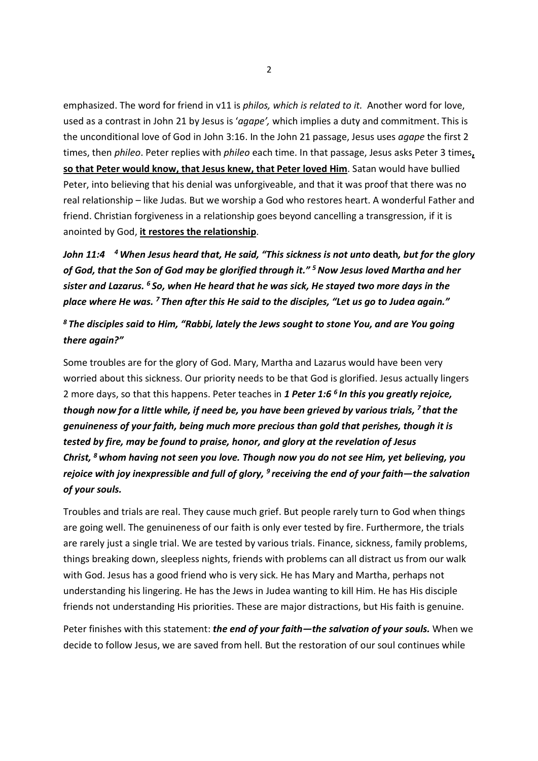emphasized. The word for friend in v11 is *philos, which is related to it.* Another word for love, used as a contrast in John 21 by Jesus is '*agape',* which implies a duty and commitment. This is the unconditional love of God in John 3:16. In the John 21 passage, Jesus uses *agape* the first 2 times, then *phileo*. Peter replies with *phileo* each time. In that passage, Jesus asks Peter 3 times**, so that Peter would know, that Jesus knew, that Peter loved Him**. Satan would have bullied Peter, into believing that his denial was unforgiveable, and that it was proof that there was no real relationship – like Judas. But we worship a God who restores heart. A wonderful Father and friend. Christian forgiveness in a relationship goes beyond cancelling a transgression, if it is anointed by God, **it restores the relationship**.

***John 11:4 [4] When Jesus heard that, He said, "This sickness is not unto* death*, but for the glory of God, that the Son of God may be glorified through it." [5] Now Jesus loved Martha and her sister and Lazarus. [6] So, when He heard that he was sick, He stayed two more days in the place where He was. [7] Then after this He said to the disciples, "Let us go to Judea again."***

***[8] The disciples said to Him, "Rabbi, lately the Jews sought to stone You, and are You going there again?"***

Some troubles are for the glory of God. Mary, Martha and Lazarus would have been very worried about this sickness. Our priority needs to be that God is glorified. Jesus actually lingers 2 more days, so that this happens. Peter teaches in ***1 Peter 1:6 [6] In this you greatly rejoice, though now for a little while, if need be, you have been grieved by various trials, [7] that the genuineness of your faith, being much more precious than gold that perishes, though it is tested by fire, may be found to praise, honor, and glory at the revelation of Jesus Christ, [8] whom having not seen you love. Though now you do not see Him, yet believing, you rejoice with joy inexpressible and full of glory, [9] receiving the end of your faith—the salvation of your souls.***

Troubles and trials are real. They cause much grief. But people rarely turn to God when things are going well. The genuineness of our faith is only ever tested by fire. Furthermore, the trials are rarely just a single trial. We are tested by various trials. Finance, sickness, family problems, things breaking down, sleepless nights, friends with problems can all distract us from our walk with God. Jesus has a good friend who is very sick. He has Mary and Martha, perhaps not understanding his lingering. He has the Jews in Judea wanting to kill Him. He has His disciple friends not understanding His priorities. These are major distractions, but His faith is genuine.

Peter finishes with this statement: ***the end of your faith—the salvation of your souls.*** When we decide to follow Jesus, we are saved from hell. But the restoration of our soul continues while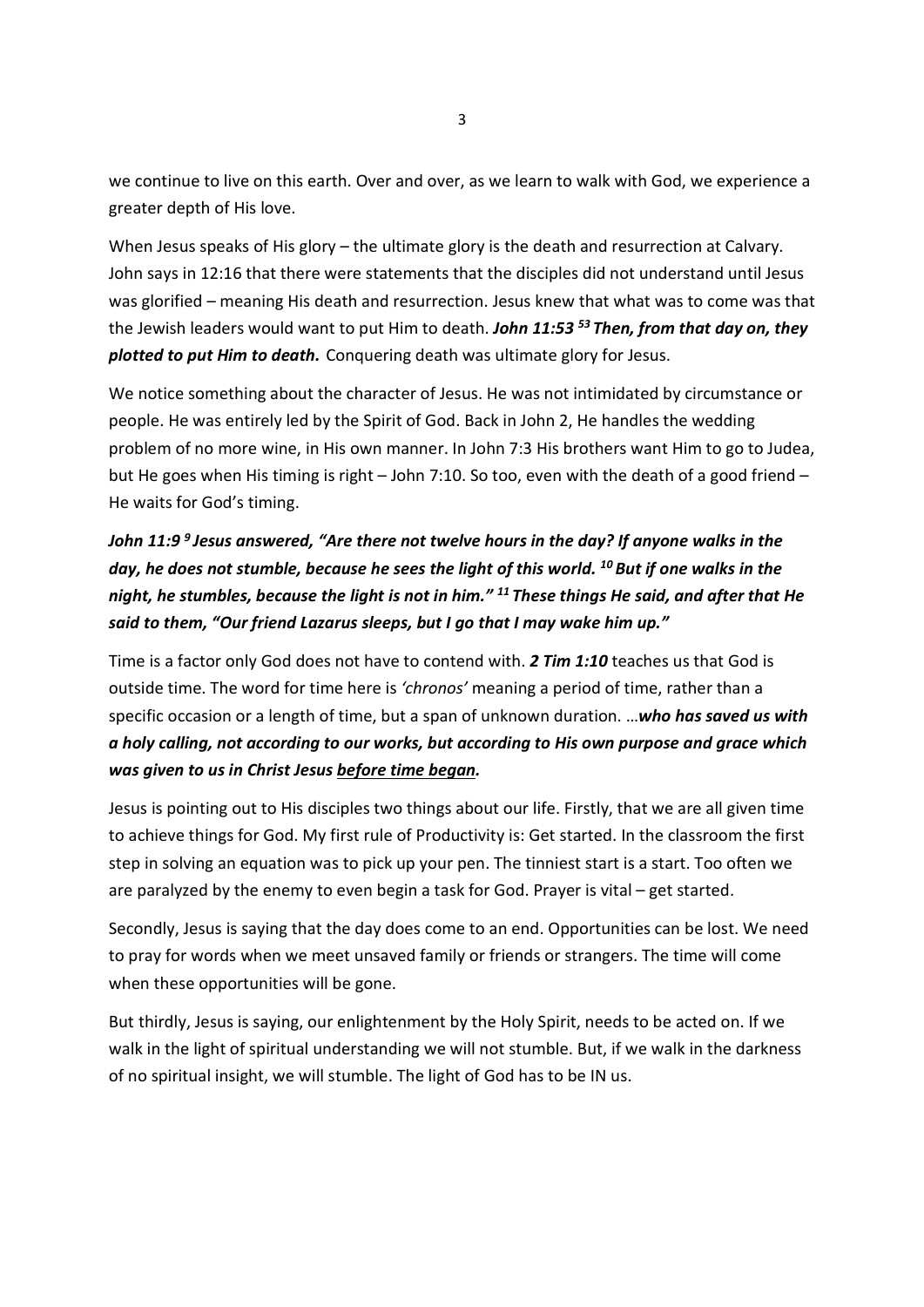we continue to live on this earth. Over and over, as we learn to walk with God, we experience a greater depth of His love.

When Jesus speaks of His glory – the ultimate glory is the death and resurrection at Calvary. John says in 12:16 that there were statements that the disciples did not understand until Jesus was glorified – meaning His death and resurrection. Jesus knew that what was to come was that the Jewish leaders would want to put Him to death. ***John 11:53 [53] Then, from that day on, they plotted to put Him to death.*** Conquering death was ultimate glory for Jesus.

We notice something about the character of Jesus. He was not intimidated by circumstance or people. He was entirely led by the Spirit of God. Back in John 2, He handles the wedding problem of no more wine, in His own manner. In John 7:3 His brothers want Him to go to Judea, but He goes when His timing is right – John 7:10. So too, even with the death of a good friend – He waits for God's timing.

***John 11:9 [9] Jesus answered, "Are there not twelve hours in the day? If anyone walks in the day, he does not stumble, because he sees the light of this world. [10] But if one walks in the night, he stumbles, because the light is not in him." [11] These things He said, and after that He said to them, "Our friend Lazarus sleeps, but I go that I may wake him up."***

Time is a factor only God does not have to contend with. ***2 Tim 1:10*** teaches us that God is outside time. The word for time here is *'chronos'* meaning a period of time, rather than a specific occasion or a length of time, but a span of unknown duration. …***who has saved us with a holy calling, not according to our works, but according to His own purpose and grace which was given to us in Christ Jesus <u>before time began</u>.***

Jesus is pointing out to His disciples two things about our life. Firstly, that we are all given time to achieve things for God. My first rule of Productivity is: Get started. In the classroom the first step in solving an equation was to pick up your pen. The tinniest start is a start. Too often we are paralyzed by the enemy to even begin a task for God. Prayer is vital – get started.

Secondly, Jesus is saying that the day does come to an end. Opportunities can be lost. We need to pray for words when we meet unsaved family or friends or strangers. The time will come when these opportunities will be gone.

But thirdly, Jesus is saying, our enlightenment by the Holy Spirit, needs to be acted on. If we walk in the light of spiritual understanding we will not stumble. But, if we walk in the darkness of no spiritual insight, we will stumble. The light of God has to be IN us.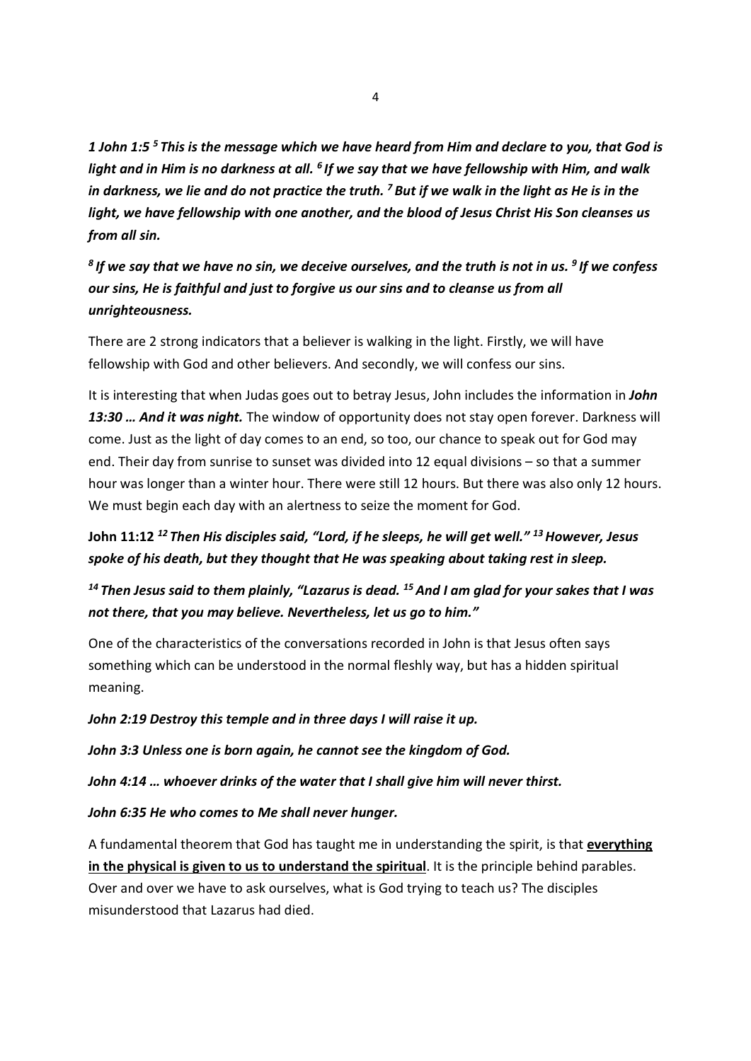***1 John 1:5 [5] This is the message which we have heard from Him and declare to you, that God is light and in Him is no darkness at all. [6] If we say that we have fellowship with Him, and walk in darkness, we lie and do not practice the truth. [7] But if we walk in the light as He is in the light, we have fellowship with one another, and the blood of Jesus Christ His Son cleanses us from all sin.***

***[8] If we say that we have no sin, we deceive ourselves, and the truth is not in us. [9] If we confess our sins, He is faithful and just to forgive us our sins and to cleanse us from all unrighteousness.***

There are 2 strong indicators that a believer is walking in the light. Firstly, we will have fellowship with God and other believers. And secondly, we will confess our sins.

It is interesting that when Judas goes out to betray Jesus, John includes the information in ***John 13:30 … And it was night.*** The window of opportunity does not stay open forever. Darkness will come. Just as the light of day comes to an end, so too, our chance to speak out for God may end. Their day from sunrise to sunset was divided into 12 equal divisions – so that a summer hour was longer than a winter hour. There were still 12 hours. But there was also only 12 hours. We must begin each day with an alertness to seize the moment for God.

**John 11:12** ***[12] Then His disciples said, "Lord, if he sleeps, he will get well." [13] However, Jesus spoke of his death, but they thought that He was speaking about taking rest in sleep.***

***[14] Then Jesus said to them plainly, "Lazarus is dead. [15] And I am glad for your sakes that I was not there, that you may believe. Nevertheless, let us go to him."***

One of the characteristics of the conversations recorded in John is that Jesus often says something which can be understood in the normal fleshly way, but has a hidden spiritual meaning.

***John 2:19 Destroy this temple and in three days I will raise it up.***

***John 3:3 Unless one is born again, he cannot see the kingdom of God.***

***John 4:14 … whoever drinks of the water that I shall give him will never thirst.***

***John 6:35 He who comes to Me shall never hunger.***

A fundamental theorem that God has taught me in understanding the spirit, is that **<u>everything in the physical is given to us to understand the spiritual</u>**. It is the principle behind parables. Over and over we have to ask ourselves, what is God trying to teach us? The disciples misunderstood that Lazarus had died.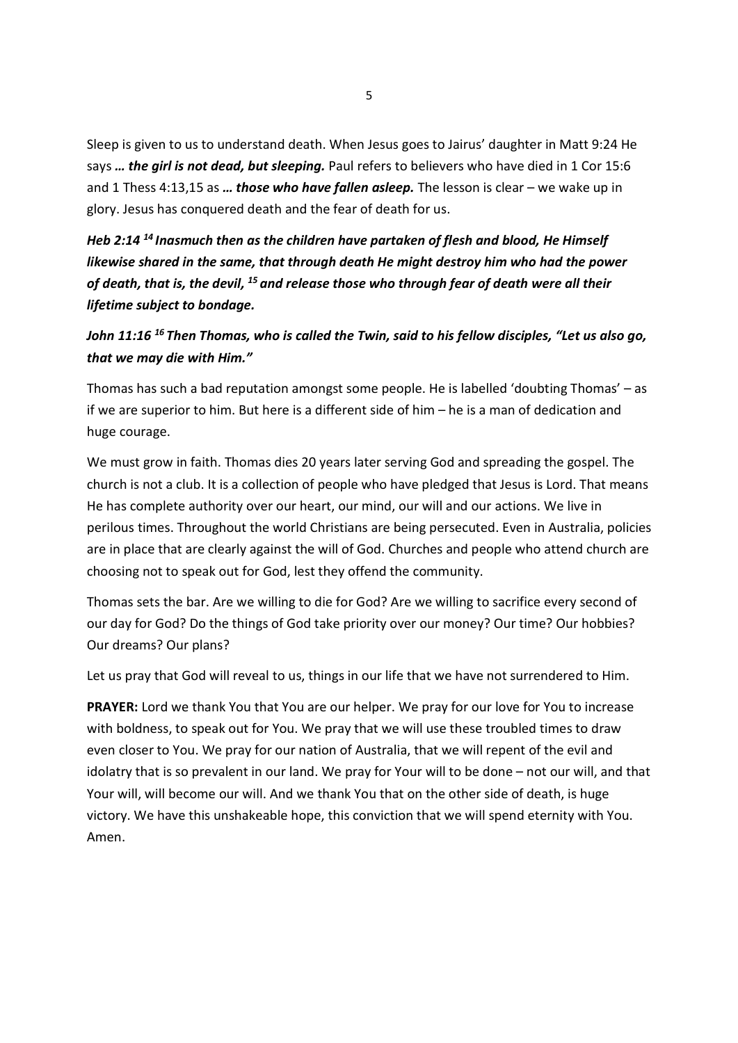Sleep is given to us to understand death. When Jesus goes to Jairus' daughter in Matt 9:24 He says ***… the girl is not dead, but sleeping.*** Paul refers to believers who have died in 1 Cor 15:6 and 1 Thess 4:13,15 as ***… those who have fallen asleep.*** The lesson is clear – we wake up in glory. Jesus has conquered death and the fear of death for us.

***Heb 2:14 [14] Inasmuch then as the children have partaken of flesh and blood, He Himself likewise shared in the same, that through death He might destroy him who had the power of death, that is, the devil, [15] and release those who through fear of death were all their lifetime subject to bondage.***

***John 11:16 [16] Then Thomas, who is called the Twin, said to his fellow disciples, "Let us also go, that we may die with Him."***

Thomas has such a bad reputation amongst some people. He is labelled 'doubting Thomas' – as if we are superior to him. But here is a different side of him – he is a man of dedication and huge courage.

We must grow in faith. Thomas dies 20 years later serving God and spreading the gospel. The church is not a club. It is a collection of people who have pledged that Jesus is Lord. That means He has complete authority over our heart, our mind, our will and our actions. We live in perilous times. Throughout the world Christians are being persecuted. Even in Australia, policies are in place that are clearly against the will of God. Churches and people who attend church are choosing not to speak out for God, lest they offend the community.

Thomas sets the bar. Are we willing to die for God? Are we willing to sacrifice every second of our day for God? Do the things of God take priority over our money? Our time? Our hobbies? Our dreams? Our plans?

Let us pray that God will reveal to us, things in our life that we have not surrendered to Him.

**PRAYER:** Lord we thank You that You are our helper. We pray for our love for You to increase with boldness, to speak out for You. We pray that we will use these troubled times to draw even closer to You. We pray for our nation of Australia, that we will repent of the evil and idolatry that is so prevalent in our land. We pray for Your will to be done – not our will, and that Your will, will become our will. And we thank You that on the other side of death, is huge victory. We have this unshakeable hope, this conviction that we will spend eternity with You. Amen.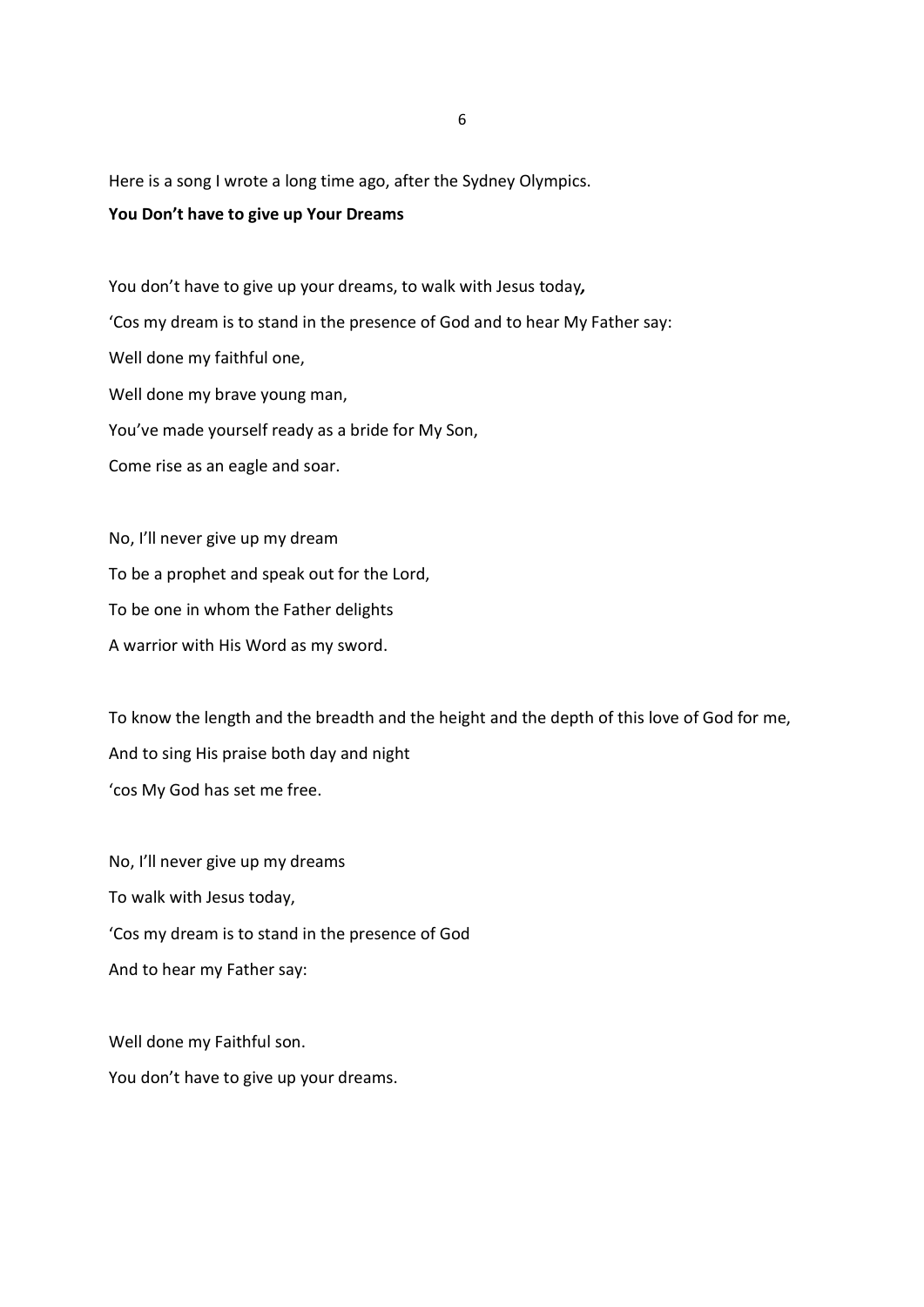Here is a song I wrote a long time ago, after the Sydney Olympics.

**You Don't have to give up Your Dreams**

You don't have to give up your dreams, to walk with Jesus today*,*

'Cos my dream is to stand in the presence of God and to hear My Father say:

Well done my faithful one,

Well done my brave young man,

You've made yourself ready as a bride for My Son,

Come rise as an eagle and soar.

No, I'll never give up my dream

To be a prophet and speak out for the Lord,

To be one in whom the Father delights

A warrior with His Word as my sword.

To know the length and the breadth and the height and the depth of this love of God for me,

And to sing His praise both day and night

'cos My God has set me free.

No, I'll never give up my dreams

To walk with Jesus today,

'Cos my dream is to stand in the presence of God

And to hear my Father say:

Well done my Faithful son.

You don't have to give up your dreams.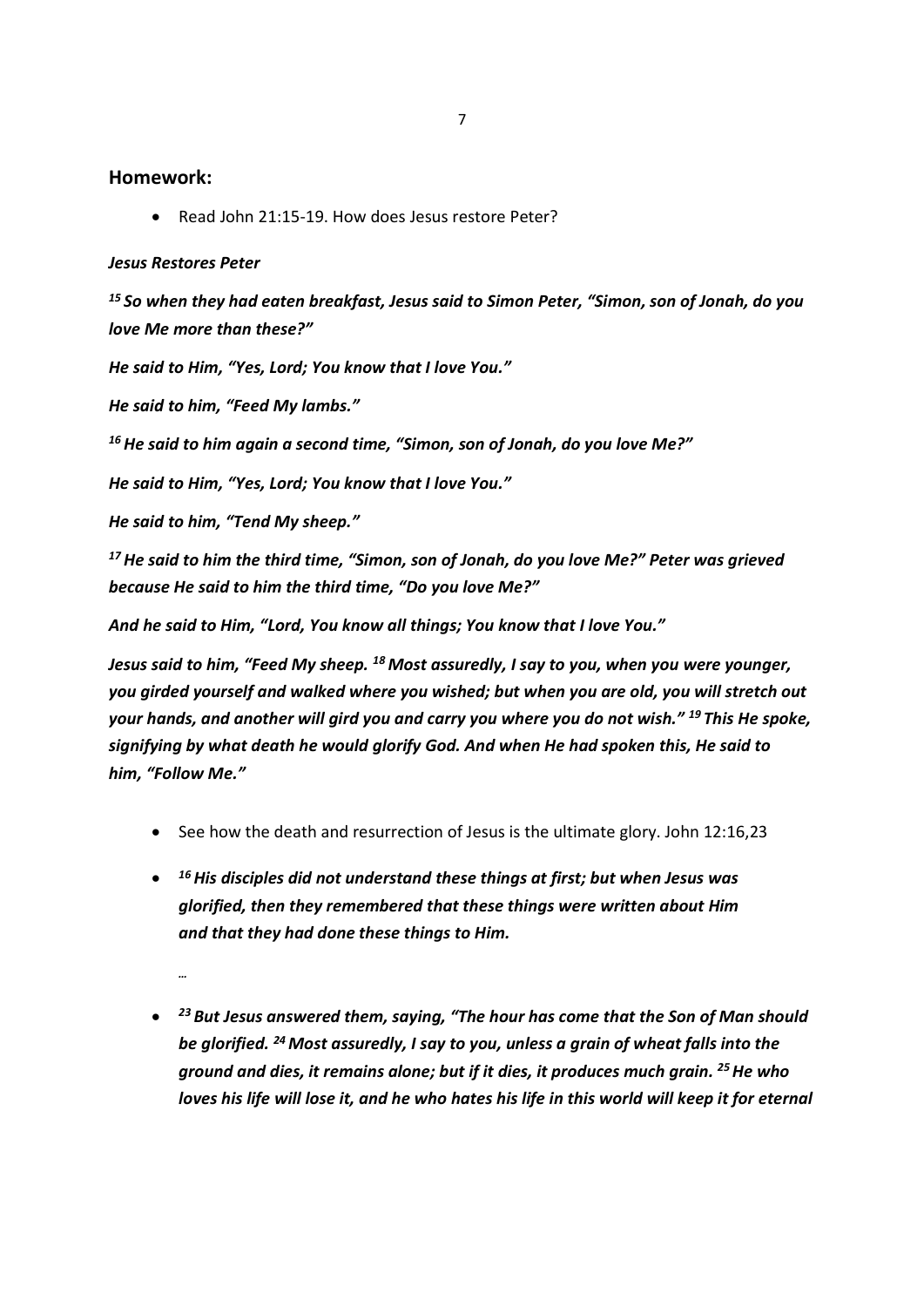## Homework:

- Read John 21:15-19. How does Jesus restore Peter?

***Jesus Restores Peter***

***[15] So when they had eaten breakfast, Jesus said to Simon Peter, "Simon, son of Jonah, do you love Me more than these?"***

***He said to Him, "Yes, Lord; You know that I love You."***

***He said to him, "Feed My lambs."***

***[16] He said to him again a second time, "Simon, son of Jonah, do you love Me?"***

***He said to Him, "Yes, Lord; You know that I love You."***

***He said to him, "Tend My sheep."***

***[17] He said to him the third time, "Simon, son of Jonah, do you love Me?" Peter was grieved because He said to him the third time, "Do you love Me?"***

***And he said to Him, "Lord, You know all things; You know that I love You."***

***Jesus said to him, "Feed My sheep. [18] Most assuredly, I say to you, when you were younger, you girded yourself and walked where you wished; but when you are old, you will stretch out your hands, and another will gird you and carry you where you do not wish." [19] This He spoke, signifying by what death he would glorify God. And when He had spoken this, He said to him, "Follow Me."***

- See how the death and resurrection of Jesus is the ultimate glory. John 12:16,23
- ***[16] His disciples did not understand these things at first; but when Jesus was glorified, then they remembered that these things were written about Him and that they had done these things to Him.***

  *…*

- ***[23] But Jesus answered them, saying, "The hour has come that the Son of Man should be glorified. [24] Most assuredly, I say to you, unless a grain of wheat falls into the ground and dies, it remains alone; but if it dies, it produces much grain. [25] He who loves his life will lose it, and he who hates his life in this world will keep it for eternal***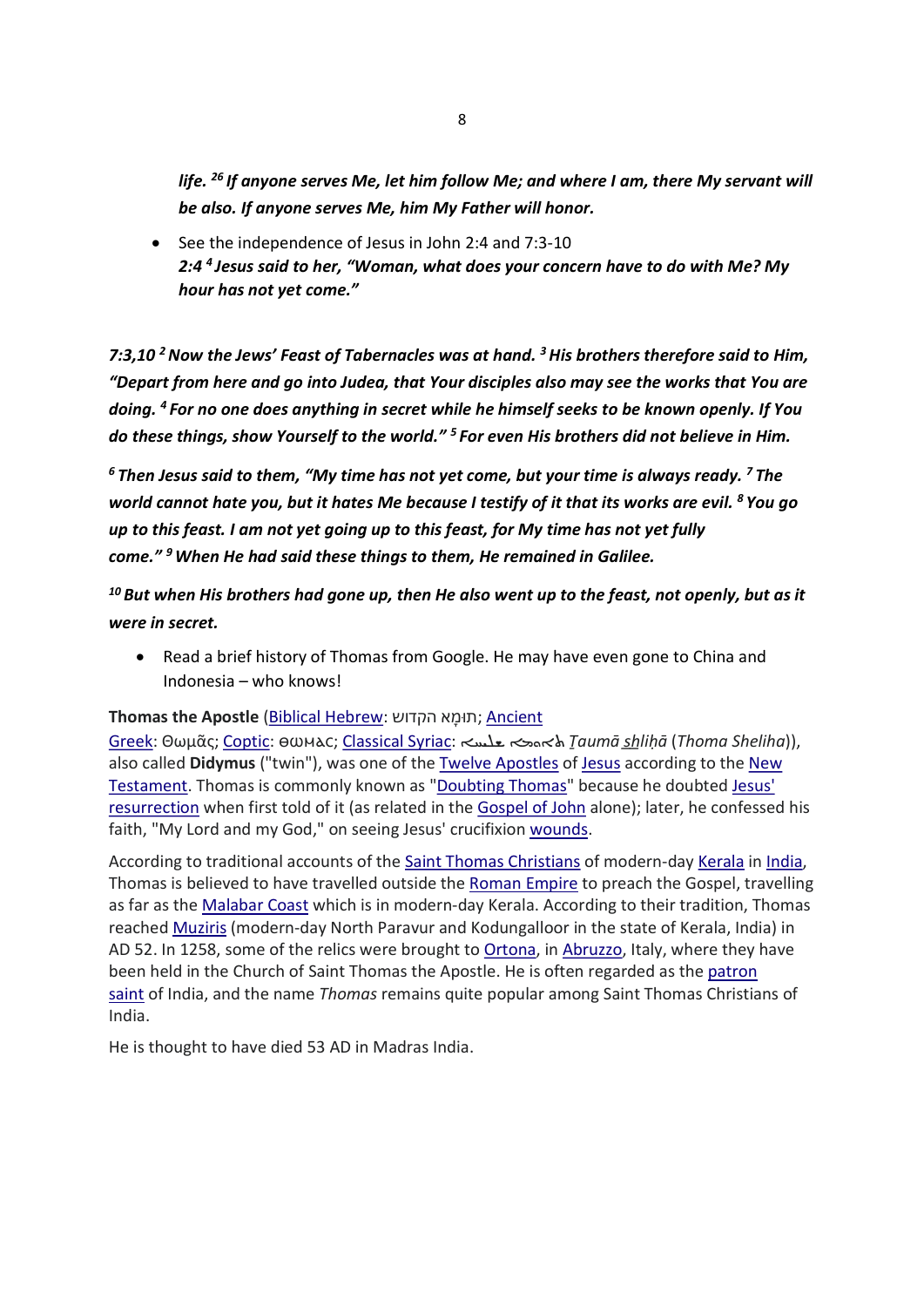***life.*** [26] ***If anyone serves Me, let him follow Me; and where I am, there My servant will be also. If anyone serves Me, him My Father will honor.***

- See the independence of Jesus in John 2:4 and 7:3-10
  ***2:4*** [4] ***Jesus said to her, "Woman, what does your concern have to do with Me? My hour has not yet come."***

***7:3,10*** [2] ***Now the Jews' Feast of Tabernacles was at hand.*** [3] ***His brothers therefore said to Him, "Depart from here and go into Judea, that Your disciples also may see the works that You are doing.*** [4] ***For no one does anything in secret while he himself seeks to be known openly. If You do these things, show Yourself to the world."*** [5] ***For even His brothers did not believe in Him.***

[6] ***Then Jesus said to them, "My time has not yet come, but your time is always ready.*** [7] ***The world cannot hate you, but it hates Me because I testify of it that its works are evil.*** [8] ***You go up to this feast. I am not yet going up to this feast, for My time has not yet fully come."*** [9] ***When He had said these things to them, He remained in Galilee.***

[10] ***But when His brothers had gone up, then He also went up to the feast, not openly, but as it were in secret.***

- Read a brief history of Thomas from Google. He may have even gone to China and Indonesia – who knows!

**Thomas the Apostle** (Biblical Hebrew: תוֹמָא הקדוש; Ancient Greek: Θωμᾶς; Coptic: ⲑⲱⲙⲁⲥ; Classical Syriac: ܬܐܘܡܐ ܫܠܝܚܐ *Ṯaumā shliḥā* (*Thoma Sheliha*)), also called **Didymus** ("twin"), was one of the Twelve Apostles of Jesus according to the New Testament. Thomas is commonly known as "Doubting Thomas" because he doubted Jesus' resurrection when first told of it (as related in the Gospel of John alone); later, he confessed his faith, "My Lord and my God," on seeing Jesus' crucifixion wounds.

According to traditional accounts of the Saint Thomas Christians of modern-day Kerala in India, Thomas is believed to have travelled outside the Roman Empire to preach the Gospel, travelling as far as the Malabar Coast which is in modern-day Kerala. According to their tradition, Thomas reached Muziris (modern-day North Paravur and Kodungalloor in the state of Kerala, India) in AD 52. In 1258, some of the relics were brought to Ortona, in Abruzzo, Italy, where they have been held in the Church of Saint Thomas the Apostle. He is often regarded as the patron saint of India, and the name *Thomas* remains quite popular among Saint Thomas Christians of India.

He is thought to have died 53 AD in Madras India.